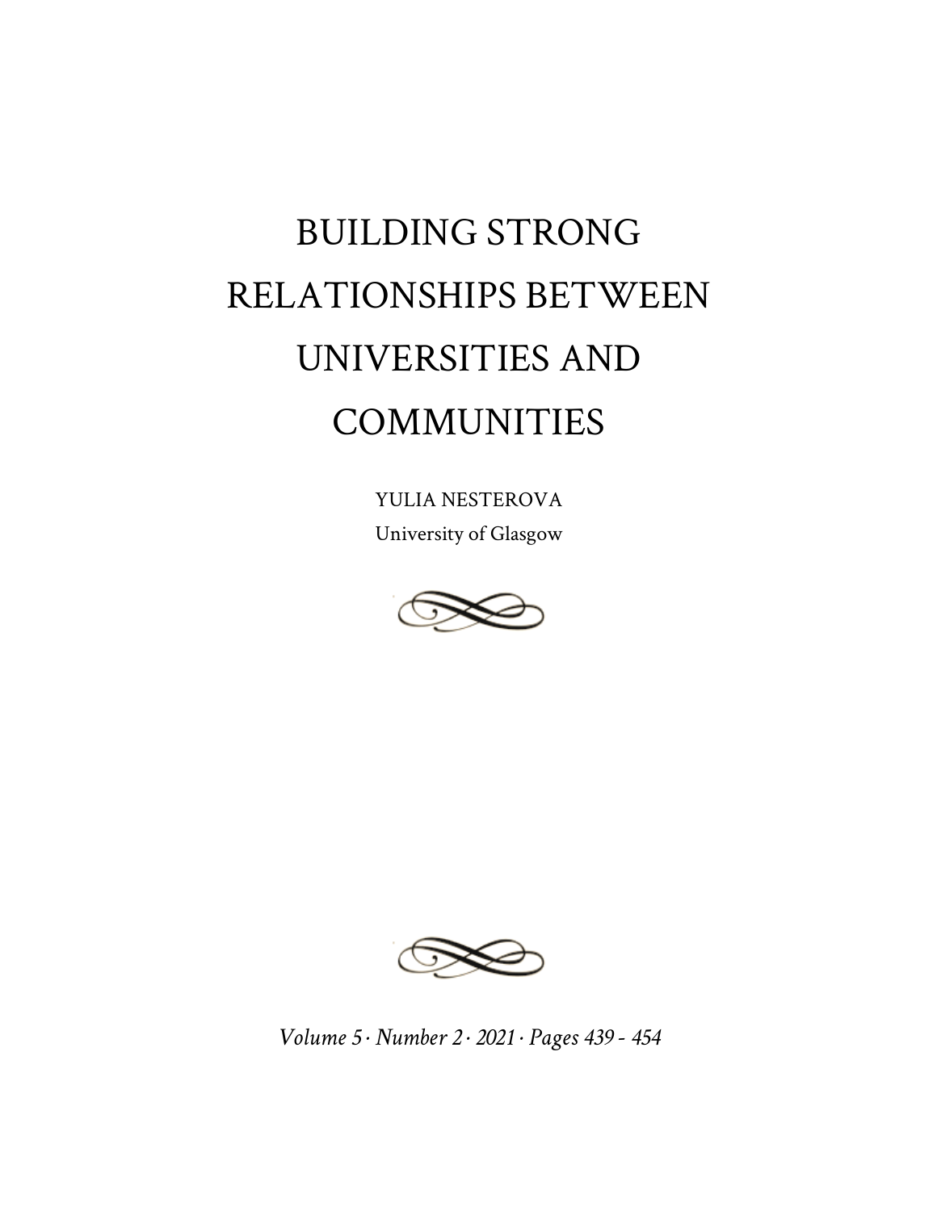# BUILDING STRONG RELATIONSHIPS BETWEEN UNIVERSITIES AND COMMUNITIES

YULIA NESTEROVA

University of Glasgow

*Volume 5 · Number 2 · 2021 · Pages 439 - 454*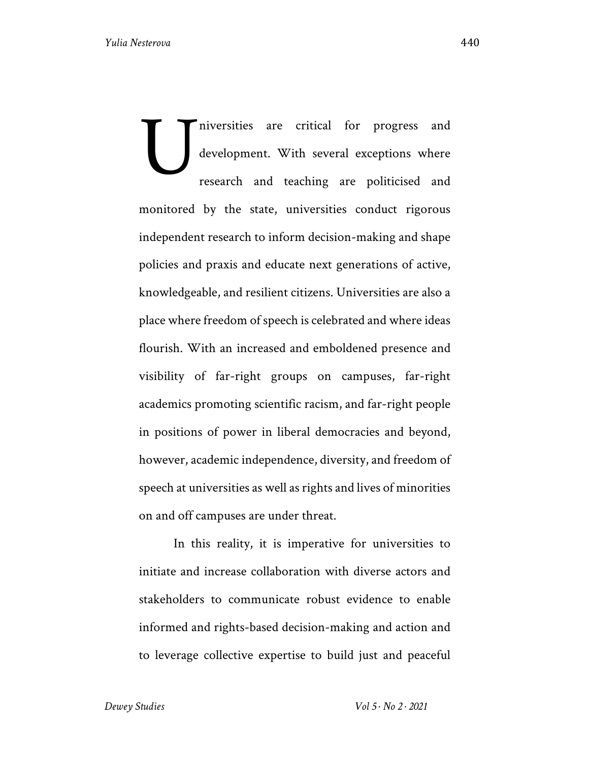Universities are critical for progress and development. With several exceptions where research and teaching are politicised and monitored by the state, universities conduct rigorous independent research to inform decision-making and shape policies and praxis and educate next generations of active, knowledgeable, and resilient citizens. Universities are also a place where freedom of speech is celebrated and where ideas flourish. With an increased and emboldened presence and visibility of far-right groups on campuses, far-right academics promoting scientific racism, and far-right people in positions of power in liberal democracies and beyond, however, academic independence, diversity, and freedom of speech at universities as well as rights and lives of minorities on and off campuses are under threat.

In this reality, it is imperative for universities to initiate and increase collaboration with diverse actors and stakeholders to communicate robust evidence to enable informed and rights-based decision-making and action and to leverage collective expertise to build just and peaceful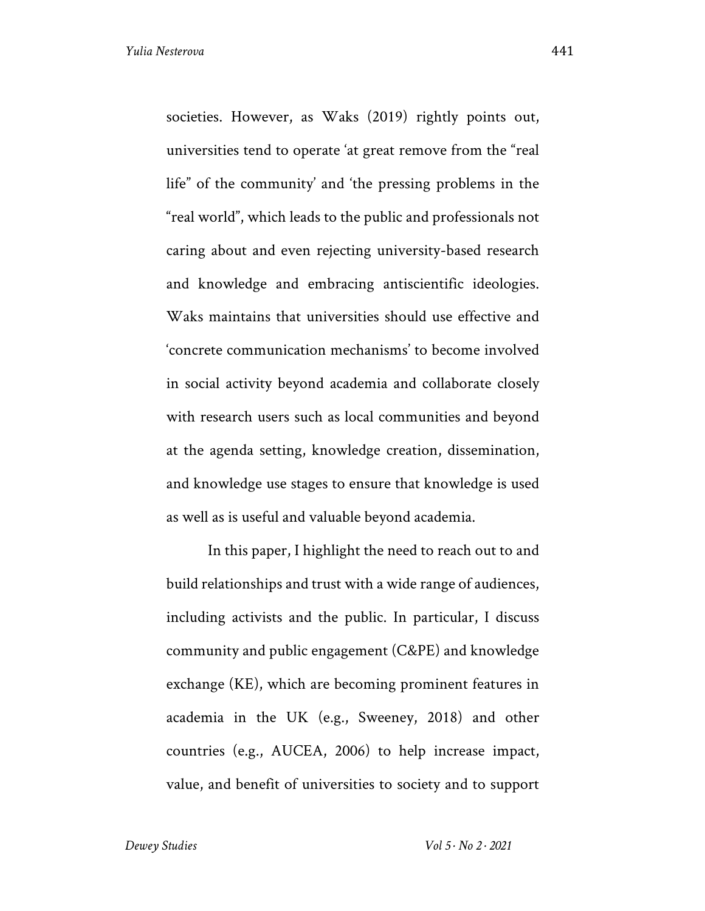societies. However, as Waks (2019) rightly points out, universities tend to operate 'at great remove from the "real life" of the community' and 'the pressing problems in the "real world", which leads to the public and professionals not caring about and even rejecting university-based research and knowledge and embracing antiscientific ideologies. Waks maintains that universities should use effective and 'concrete communication mechanisms' to become involved in social activity beyond academia and collaborate closely with research users such as local communities and beyond at the agenda setting, knowledge creation, dissemination, and knowledge use stages to ensure that knowledge is used as well as is useful and valuable beyond academia.

In this paper, I highlight the need to reach out to and build relationships and trust with a wide range of audiences, including activists and the public. In particular, I discuss community and public engagement (C&PE) and knowledge exchange (KE), which are becoming prominent features in academia in the UK (e.g., Sweeney, 2018) and other countries (e.g., AUCEA, 2006) to help increase impact, value, and benefit of universities to society and to support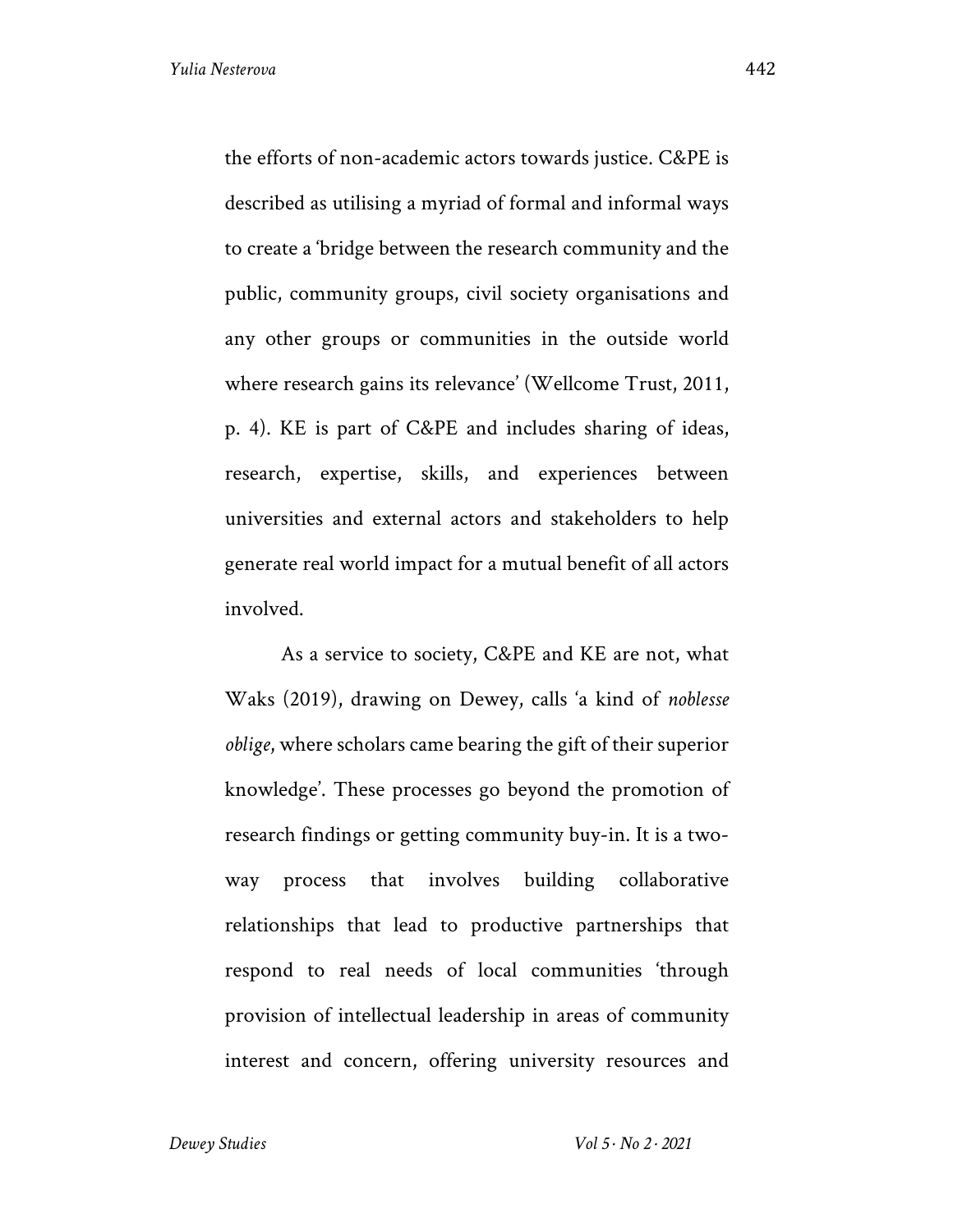the efforts of non-academic actors towards justice. C&PE is described as utilising a myriad of formal and informal ways to create a 'bridge between the research community and the public, community groups, civil society organisations and any other groups or communities in the outside world where research gains its relevance' (Wellcome Trust, 2011, p. 4). KE is part of C&PE and includes sharing of ideas, research, expertise, skills, and experiences between universities and external actors and stakeholders to help generate real world impact for a mutual benefit of all actors involved.

As a service to society, C&PE and KE are not, what Waks (2019), drawing on Dewey, calls 'a kind of *noblesse oblige*, where scholars came bearing the gift of their superior knowledge'. These processes go beyond the promotion of research findings or getting community buy-in. It is a two-way process that involves building collaborative relationships that lead to productive partnerships that respond to real needs of local communities 'through provision of intellectual leadership in areas of community interest and concern, offering university resources and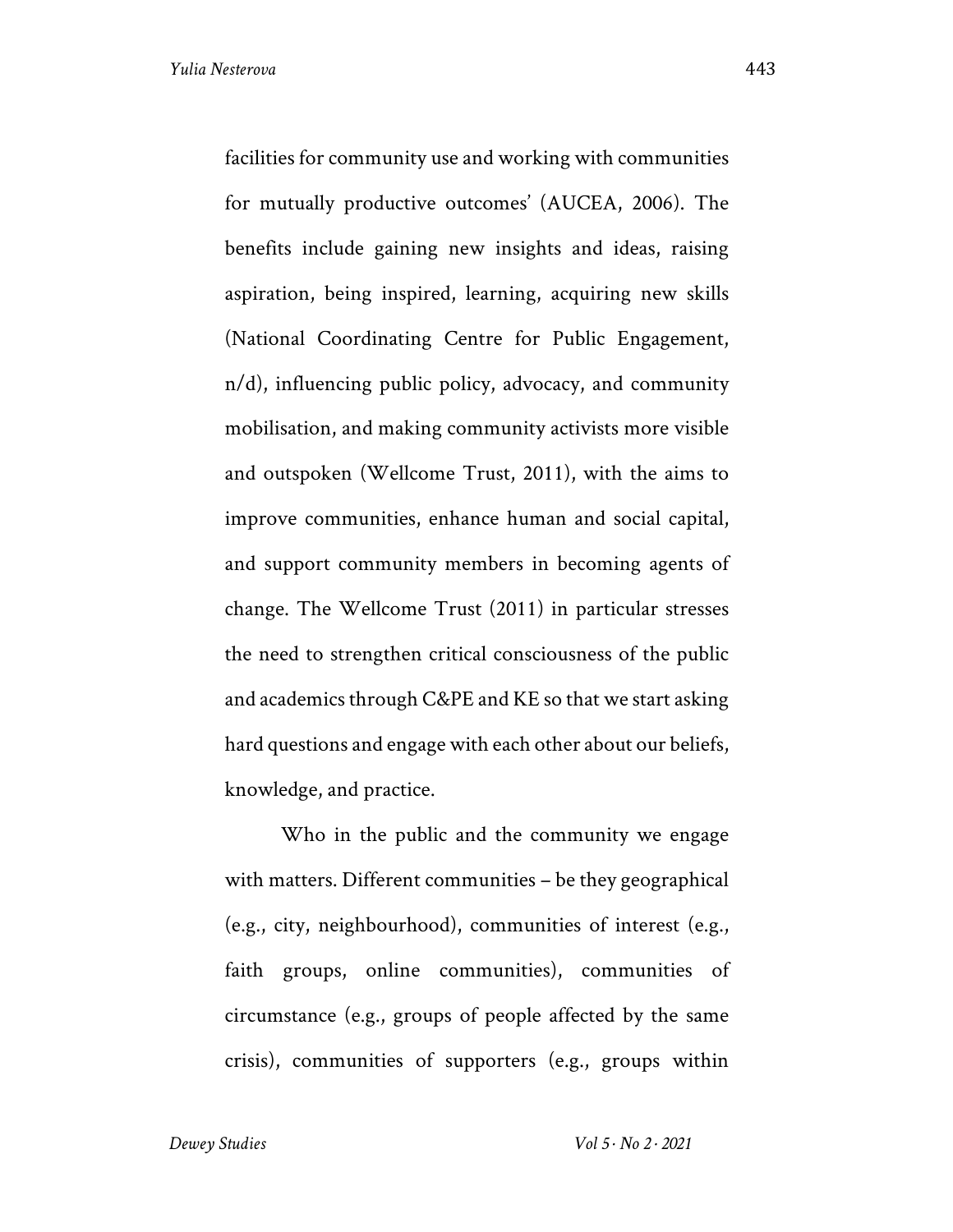facilities for community use and working with communities for mutually productive outcomes' (AUCEA, 2006). The benefits include gaining new insights and ideas, raising aspiration, being inspired, learning, acquiring new skills (National Coordinating Centre for Public Engagement, n/d), influencing public policy, advocacy, and community mobilisation, and making community activists more visible and outspoken (Wellcome Trust, 2011), with the aims to improve communities, enhance human and social capital, and support community members in becoming agents of change. The Wellcome Trust (2011) in particular stresses the need to strengthen critical consciousness of the public and academics through C&PE and KE so that we start asking hard questions and engage with each other about our beliefs, knowledge, and practice.

Who in the public and the community we engage with matters. Different communities – be they geographical (e.g., city, neighbourhood), communities of interest (e.g., faith groups, online communities), communities of circumstance (e.g., groups of people affected by the same crisis), communities of supporters (e.g., groups within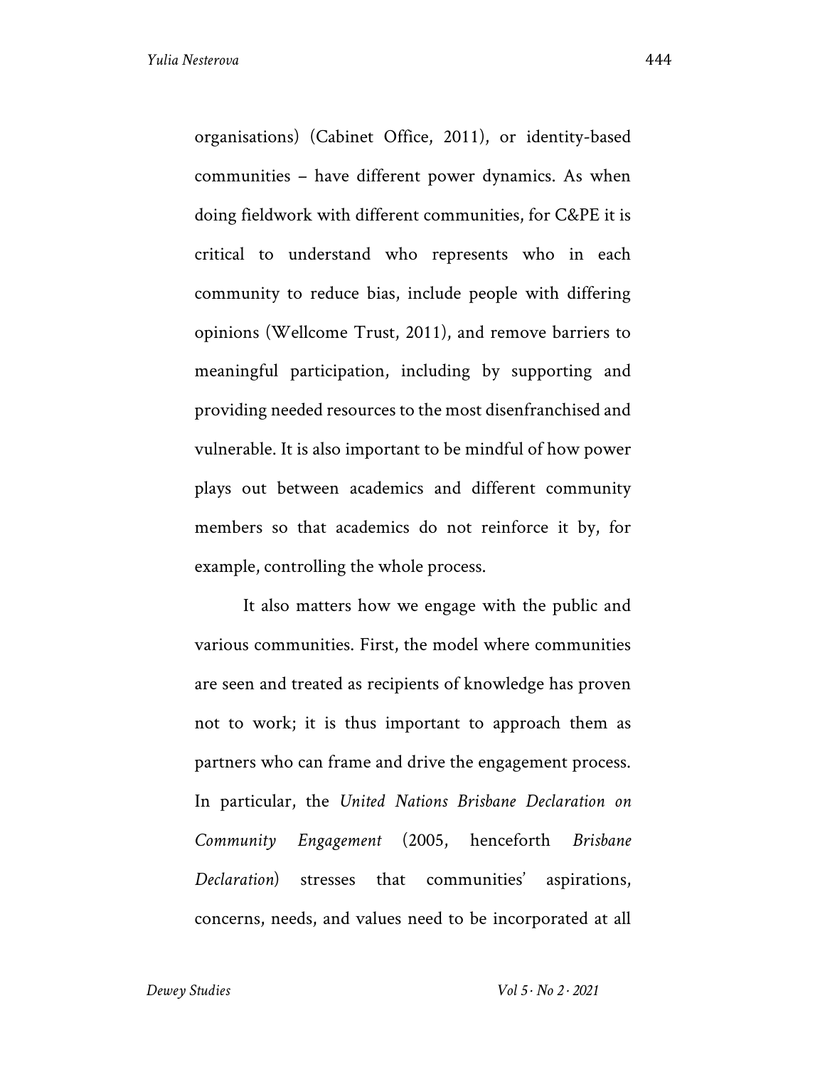organisations) (Cabinet Office, 2011), or identity-based communities – have different power dynamics. As when doing fieldwork with different communities, for C&PE it is critical to understand who represents who in each community to reduce bias, include people with differing opinions (Wellcome Trust, 2011), and remove barriers to meaningful participation, including by supporting and providing needed resources to the most disenfranchised and vulnerable. It is also important to be mindful of how power plays out between academics and different community members so that academics do not reinforce it by, for example, controlling the whole process.

It also matters how we engage with the public and various communities. First, the model where communities are seen and treated as recipients of knowledge has proven not to work; it is thus important to approach them as partners who can frame and drive the engagement process. In particular, the *United Nations Brisbane Declaration on Community Engagement* (2005, henceforth *Brisbane Declaration*) stresses that communities' aspirations, concerns, needs, and values need to be incorporated at all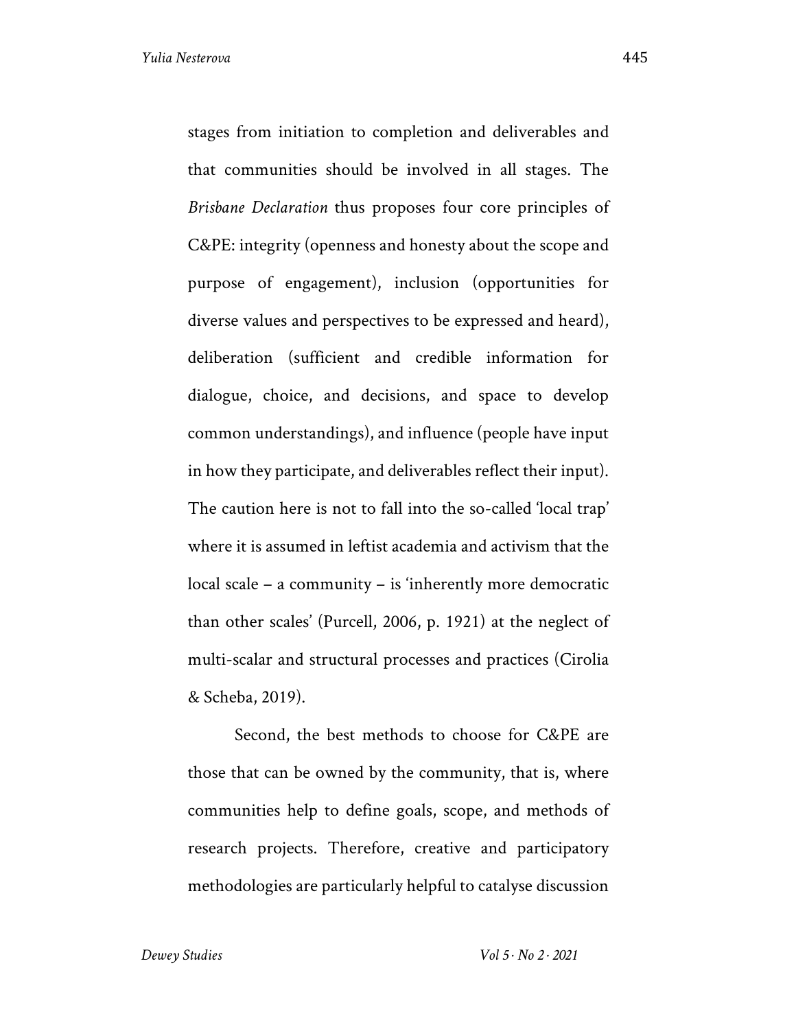stages from initiation to completion and deliverables and that communities should be involved in all stages. The *Brisbane Declaration* thus proposes four core principles of C&PE: integrity (openness and honesty about the scope and purpose of engagement), inclusion (opportunities for diverse values and perspectives to be expressed and heard), deliberation (sufficient and credible information for dialogue, choice, and decisions, and space to develop common understandings), and influence (people have input in how they participate, and deliverables reflect their input). The caution here is not to fall into the so-called 'local trap' where it is assumed in leftist academia and activism that the local scale – a community – is 'inherently more democratic than other scales' (Purcell, 2006, p. 1921) at the neglect of multi-scalar and structural processes and practices (Cirolia & Scheba, 2019).

Second, the best methods to choose for C&PE are those that can be owned by the community, that is, where communities help to define goals, scope, and methods of research projects. Therefore, creative and participatory methodologies are particularly helpful to catalyse discussion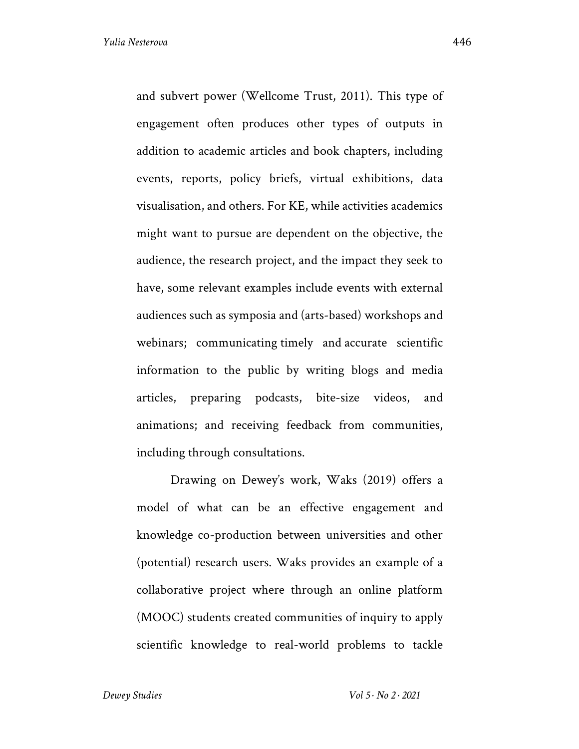and subvert power (Wellcome Trust, 2011). This type of engagement often produces other types of outputs in addition to academic articles and book chapters, including events, reports, policy briefs, virtual exhibitions, data visualisation, and others. For KE, while activities academics might want to pursue are dependent on the objective, the audience, the research project, and the impact they seek to have, some relevant examples include events with external audiences such as symposia and (arts-based) workshops and webinars; communicating timely and accurate scientific information to the public by writing blogs and media articles, preparing podcasts, bite-size videos, and animations; and receiving feedback from communities, including through consultations.

Drawing on Dewey's work, Waks (2019) offers a model of what can be an effective engagement and knowledge co-production between universities and other (potential) research users. Waks provides an example of a collaborative project where through an online platform (MOOC) students created communities of inquiry to apply scientific knowledge to real-world problems to tackle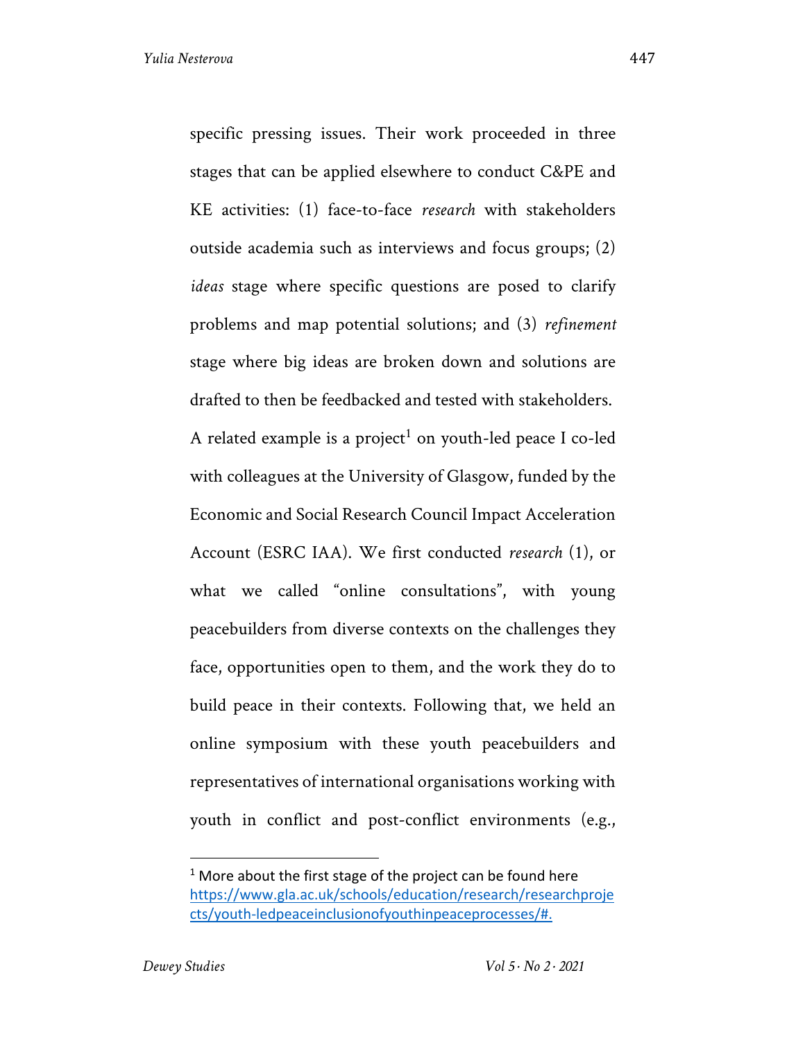specific pressing issues. Their work proceeded in three stages that can be applied elsewhere to conduct C&PE and KE activities: (1) face-to-face *research* with stakeholders outside academia such as interviews and focus groups; (2) *ideas* stage where specific questions are posed to clarify problems and map potential solutions; and (3) *refinement* stage where big ideas are broken down and solutions are drafted to then be feedbacked and tested with stakeholders. A related example is a project[1] on youth-led peace I co-led with colleagues at the University of Glasgow, funded by the Economic and Social Research Council Impact Acceleration Account (ESRC IAA). We first conducted *research* (1), or what we called "online consultations", with young peacebuilders from diverse contexts on the challenges they face, opportunities open to them, and the work they do to build peace in their contexts. Following that, we held an online symposium with these youth peacebuilders and representatives of international organisations working with youth in conflict and post-conflict environments (e.g.,

[1] More about the first stage of the project can be found here https://www.gla.ac.uk/schools/education/research/researchprojects/youth-ledpeaceinclusionofyouthinpeaceprocesses/#.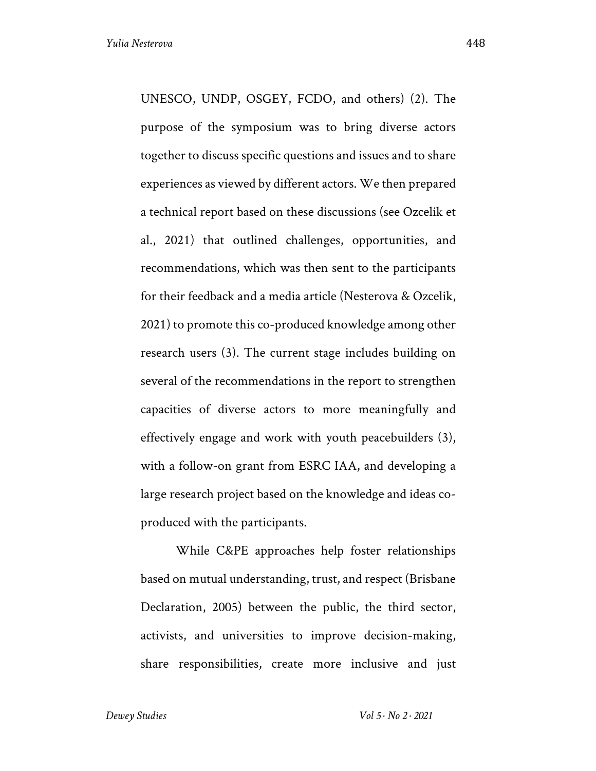UNESCO, UNDP, OSGEY, FCDO, and others) (2). The purpose of the symposium was to bring diverse actors together to discuss specific questions and issues and to share experiences as viewed by different actors. We then prepared a technical report based on these discussions (see Ozcelik et al., 2021) that outlined challenges, opportunities, and recommendations, which was then sent to the participants for their feedback and a media article (Nesterova & Ozcelik, 2021) to promote this co-produced knowledge among other research users (3). The current stage includes building on several of the recommendations in the report to strengthen capacities of diverse actors to more meaningfully and effectively engage and work with youth peacebuilders (3), with a follow-on grant from ESRC IAA, and developing a large research project based on the knowledge and ideas co-produced with the participants.

While C&PE approaches help foster relationships based on mutual understanding, trust, and respect (Brisbane Declaration, 2005) between the public, the third sector, activists, and universities to improve decision-making, share responsibilities, create more inclusive and just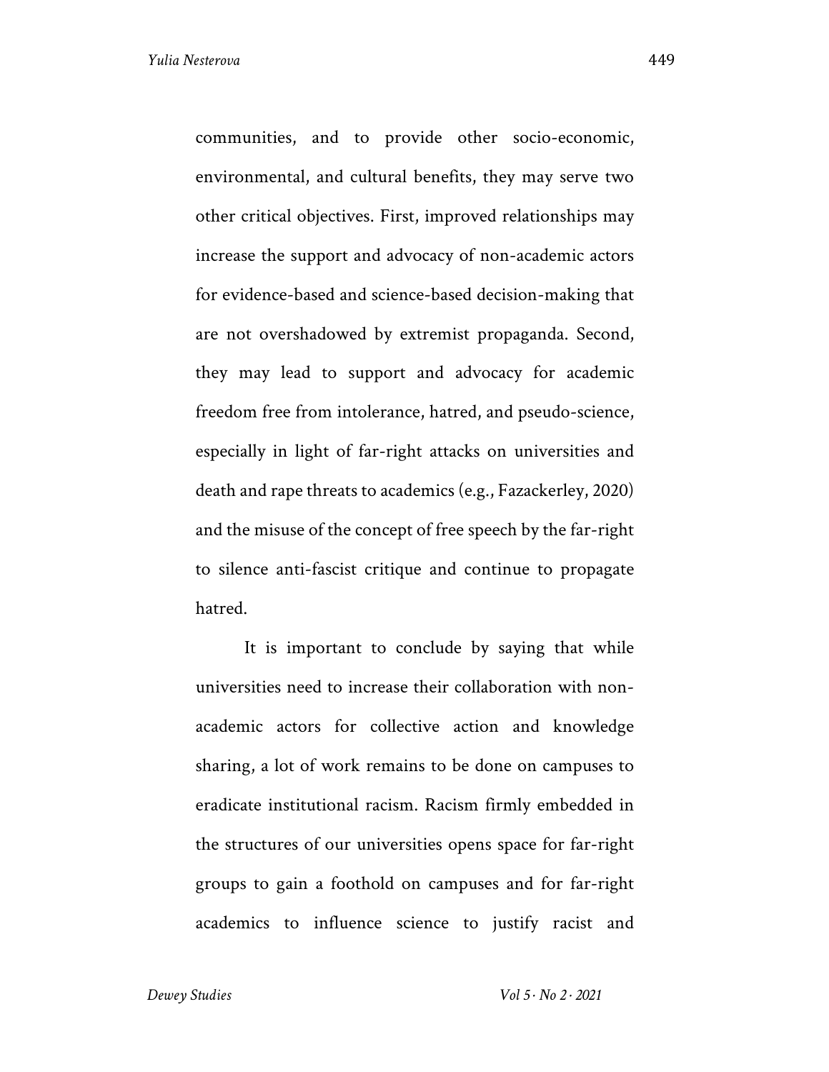communities, and to provide other socio-economic, environmental, and cultural benefits, they may serve two other critical objectives. First, improved relationships may increase the support and advocacy of non-academic actors for evidence-based and science-based decision-making that are not overshadowed by extremist propaganda. Second, they may lead to support and advocacy for academic freedom free from intolerance, hatred, and pseudo-science, especially in light of far-right attacks on universities and death and rape threats to academics (e.g., Fazackerley, 2020) and the misuse of the concept of free speech by the far-right to silence anti-fascist critique and continue to propagate hatred.

It is important to conclude by saying that while universities need to increase their collaboration with non-academic actors for collective action and knowledge sharing, a lot of work remains to be done on campuses to eradicate institutional racism. Racism firmly embedded in the structures of our universities opens space for far-right groups to gain a foothold on campuses and for far-right academics to influence science to justify racist and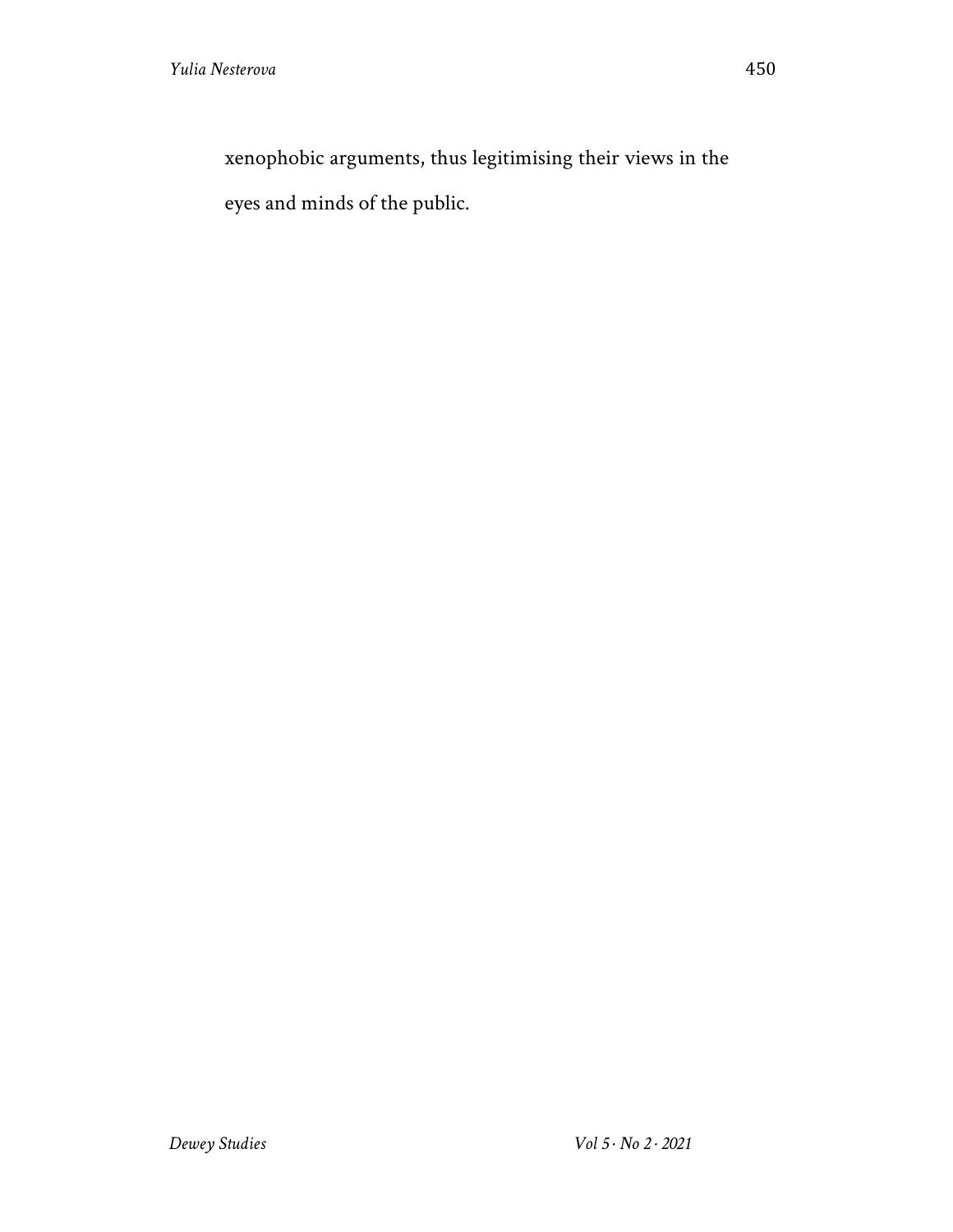xenophobic arguments, thus legitimising their views in the eyes and minds of the public.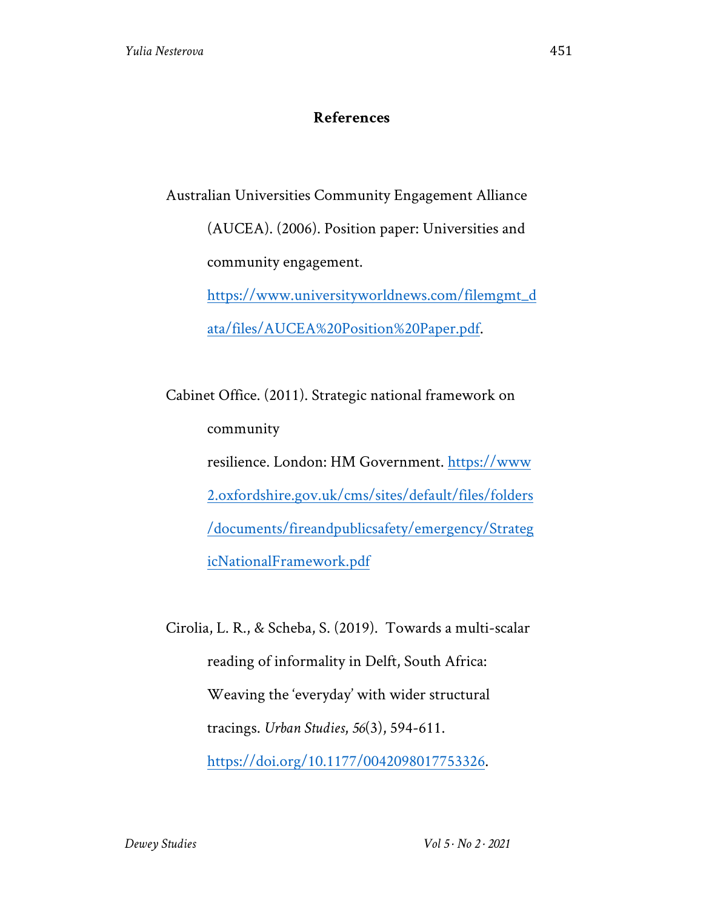## References

Australian Universities Community Engagement Alliance (AUCEA). (2006). Position paper: Universities and community engagement. https://www.universityworldnews.com/filemgmt_data/files/AUCEA%20Position%20Paper.pdf.

Cabinet Office. (2011). Strategic national framework on community resilience. London: HM Government. https://www2.oxfordshire.gov.uk/cms/sites/default/files/folders/documents/fireandpublicsafety/emergency/StrategicNationalFramework.pdf

Cirolia, L. R., & Scheba, S. (2019). Towards a multi-scalar reading of informality in Delft, South Africa: Weaving the 'everyday' with wider structural tracings. *Urban Studies, 56*(3), 594-611. https://doi.org/10.1177/0042098017753326.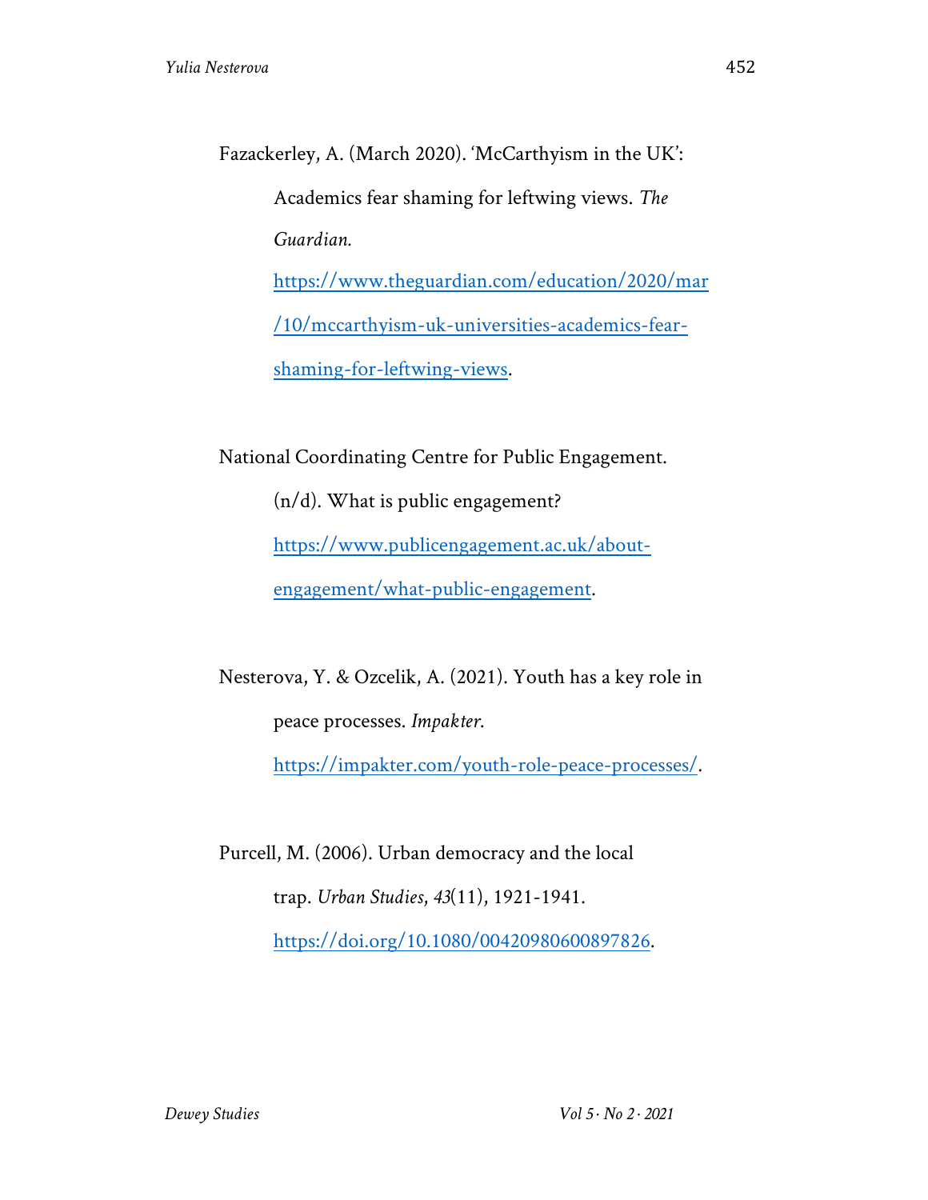Fazackerley, A. (March 2020). 'McCarthyism in the UK': Academics fear shaming for leftwing views. *The Guardian.* https://www.theguardian.com/education/2020/mar/10/mccarthyism-uk-universities-academics-fear-shaming-for-leftwing-views.

National Coordinating Centre for Public Engagement. (n/d). What is public engagement? https://www.publicengagement.ac.uk/about-engagement/what-public-engagement.

Nesterova, Y. & Ozcelik, A. (2021). Youth has a key role in peace processes. *Impakter.* https://impakter.com/youth-role-peace-processes/.

Purcell, M. (2006). Urban democracy and the local trap. *Urban Studies, 43*(11), 1921-1941. https://doi.org/10.1080/00420980600897826.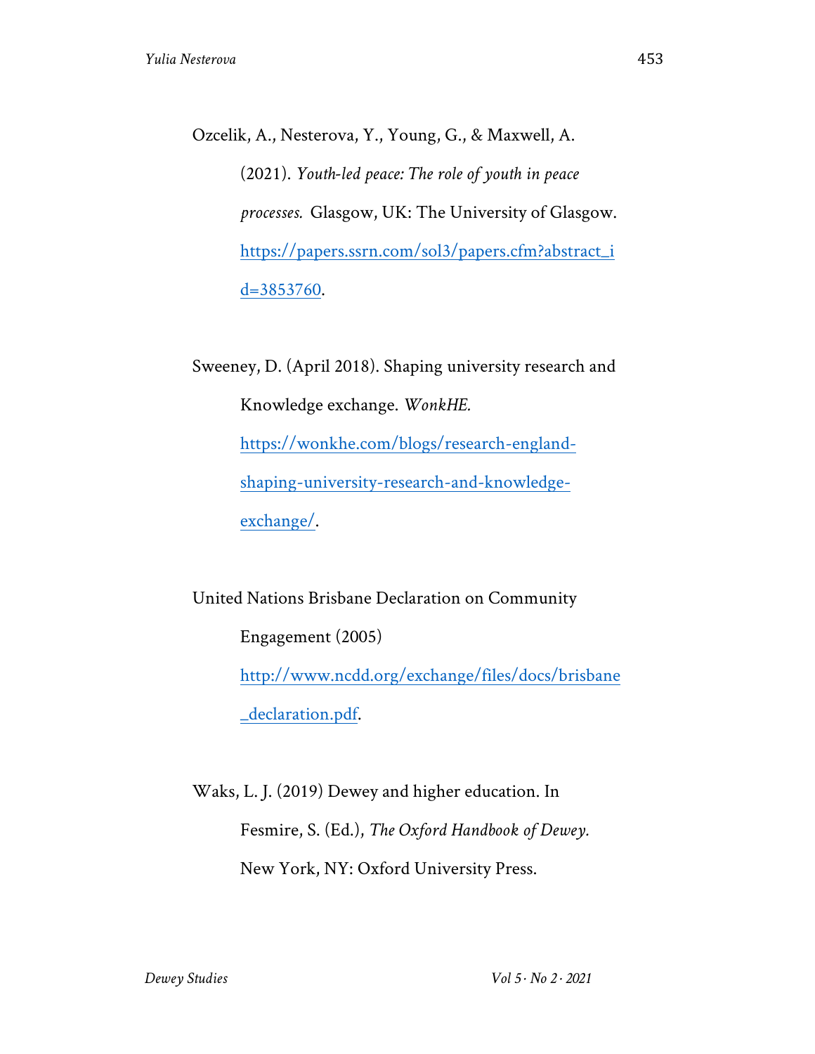Ozcelik, A., Nesterova, Y., Young, G., & Maxwell, A. (2021). *Youth-led peace: The role of youth in peace processes.* Glasgow, UK: The University of Glasgow. https://papers.ssrn.com/sol3/papers.cfm?abstract_id=3853760.

Sweeney, D. (April 2018). Shaping university research and Knowledge exchange. *WonkHE.* https://wonkhe.com/blogs/research-england-shaping-university-research-and-knowledge-exchange/.

United Nations Brisbane Declaration on Community Engagement (2005) http://www.ncdd.org/exchange/files/docs/brisbane_declaration.pdf.

Waks, L. J. (2019) Dewey and higher education. In Fesmire, S. (Ed.), *The Oxford Handbook of Dewey.* New York, NY: Oxford University Press.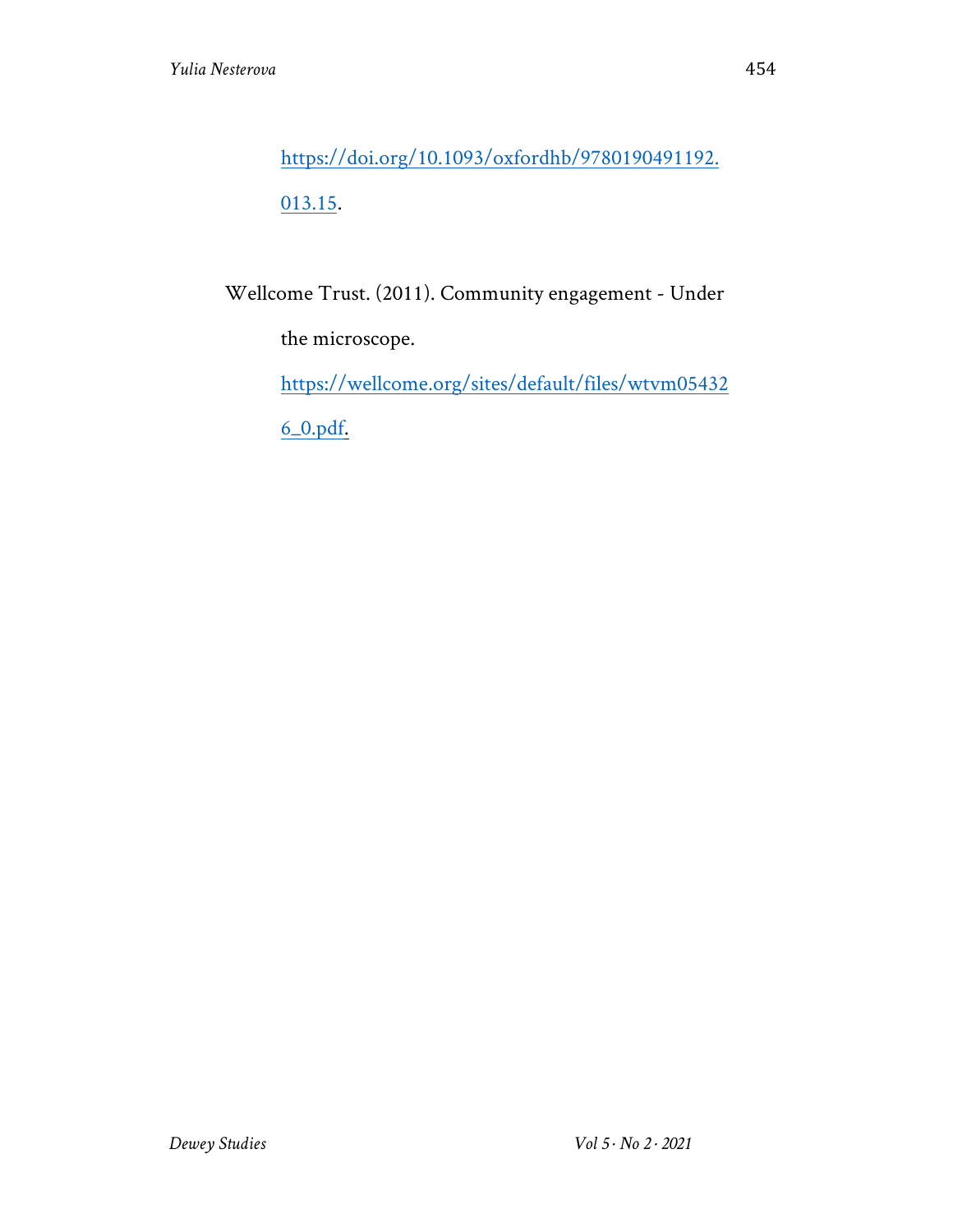https://doi.org/10.1093/oxfordhb/9780190491192.013.15.

Wellcome Trust. (2011). Community engagement - Under the microscope. https://wellcome.org/sites/default/files/wtvm054326_0.pdf.